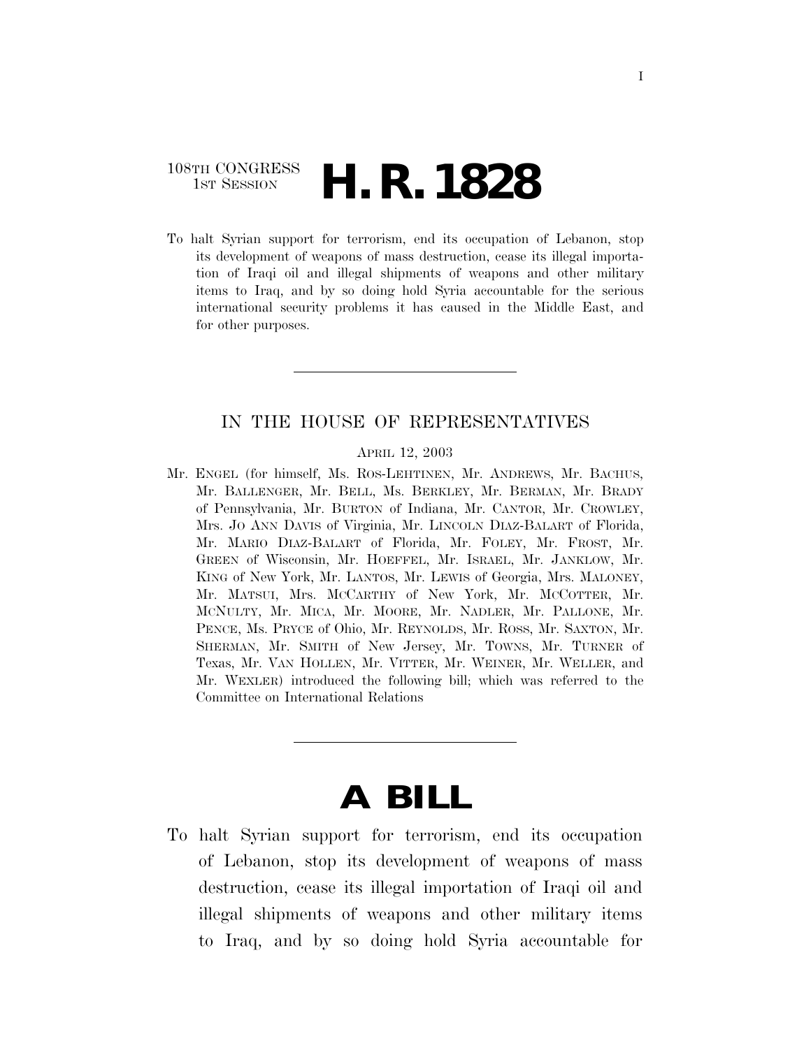108TH CONGRESS
1ST SESSION

# H. R. 1828

To halt Syrian support for terrorism, end its occupation of Lebanon, stop its development of weapons of mass destruction, cease its illegal importation of Iraqi oil and illegal shipments of weapons and other military items to Iraq, and by so doing hold Syria accountable for the serious international security problems it has caused in the Middle East, and for other purposes.

---

IN THE HOUSE OF REPRESENTATIVES

APRIL 12, 2003

Mr. ENGEL (for himself, Ms. ROS-LEHTINEN, Mr. ANDREWS, Mr. BACHUS, Mr. BALLENGER, Mr. BELL, Ms. BERKLEY, Mr. BERMAN, Mr. BRADY of Pennsylvania, Mr. BURTON of Indiana, Mr. CANTOR, Mr. CROWLEY, Mrs. JO ANN DAVIS of Virginia, Mr. LINCOLN DIAZ-BALART of Florida, Mr. MARIO DIAZ-BALART of Florida, Mr. FOLEY, Mr. FROST, Mr. GREEN of Wisconsin, Mr. HOEFFEL, Mr. ISRAEL, Mr. JANKLOW, Mr. KING of New York, Mr. LANTOS, Mr. LEWIS of Georgia, Mrs. MALONEY, Mr. MATSUI, Mrs. MCCARTHY of New York, Mr. MCCOTTER, Mr. MCNULTY, Mr. MICA, Mr. MOORE, Mr. NADLER, Mr. PALLONE, Mr. PENCE, Ms. PRYCE of Ohio, Mr. REYNOLDS, Mr. ROSS, Mr. SAXTON, Mr. SHERMAN, Mr. SMITH of New Jersey, Mr. TOWNS, Mr. TURNER of Texas, Mr. VAN HOLLEN, Mr. VITTER, Mr. WEINER, Mr. WELLER, and Mr. WEXLER) introduced the following bill; which was referred to the Committee on International Relations

---

# A BILL

To halt Syrian support for terrorism, end its occupation of Lebanon, stop its development of weapons of mass destruction, cease its illegal importation of Iraqi oil and illegal shipments of weapons and other military items to Iraq, and by so doing hold Syria accountable for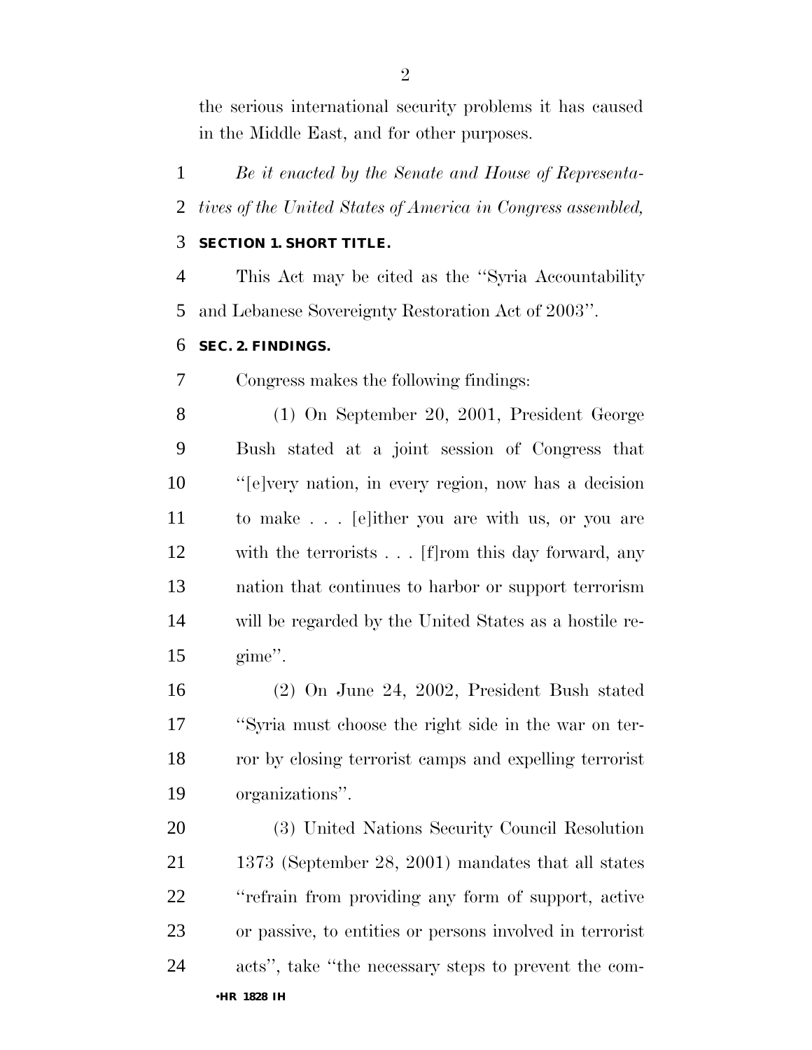the serious international security problems it has caused in the Middle East, and for other purposes.

*Be it enacted by the Senate and House of Representatives of the United States of America in Congress assembled,*

**SECTION 1. SHORT TITLE.**

This Act may be cited as the ''Syria Accountability and Lebanese Sovereignty Restoration Act of 2003''.

**SEC. 2. FINDINGS.**

Congress makes the following findings:

(1) On September 20, 2001, President George Bush stated at a joint session of Congress that ''[e]very nation, in every region, now has a decision to make . . . [e]ither you are with us, or you are with the terrorists . . . [f]rom this day forward, any nation that continues to harbor or support terrorism will be regarded by the United States as a hostile regime''.

(2) On June 24, 2002, President Bush stated ''Syria must choose the right side in the war on terror by closing terrorist camps and expelling terrorist organizations''.

(3) United Nations Security Council Resolution 1373 (September 28, 2001) mandates that all states ''refrain from providing any form of support, active or passive, to entities or persons involved in terrorist acts'', take ''the necessary steps to prevent the com-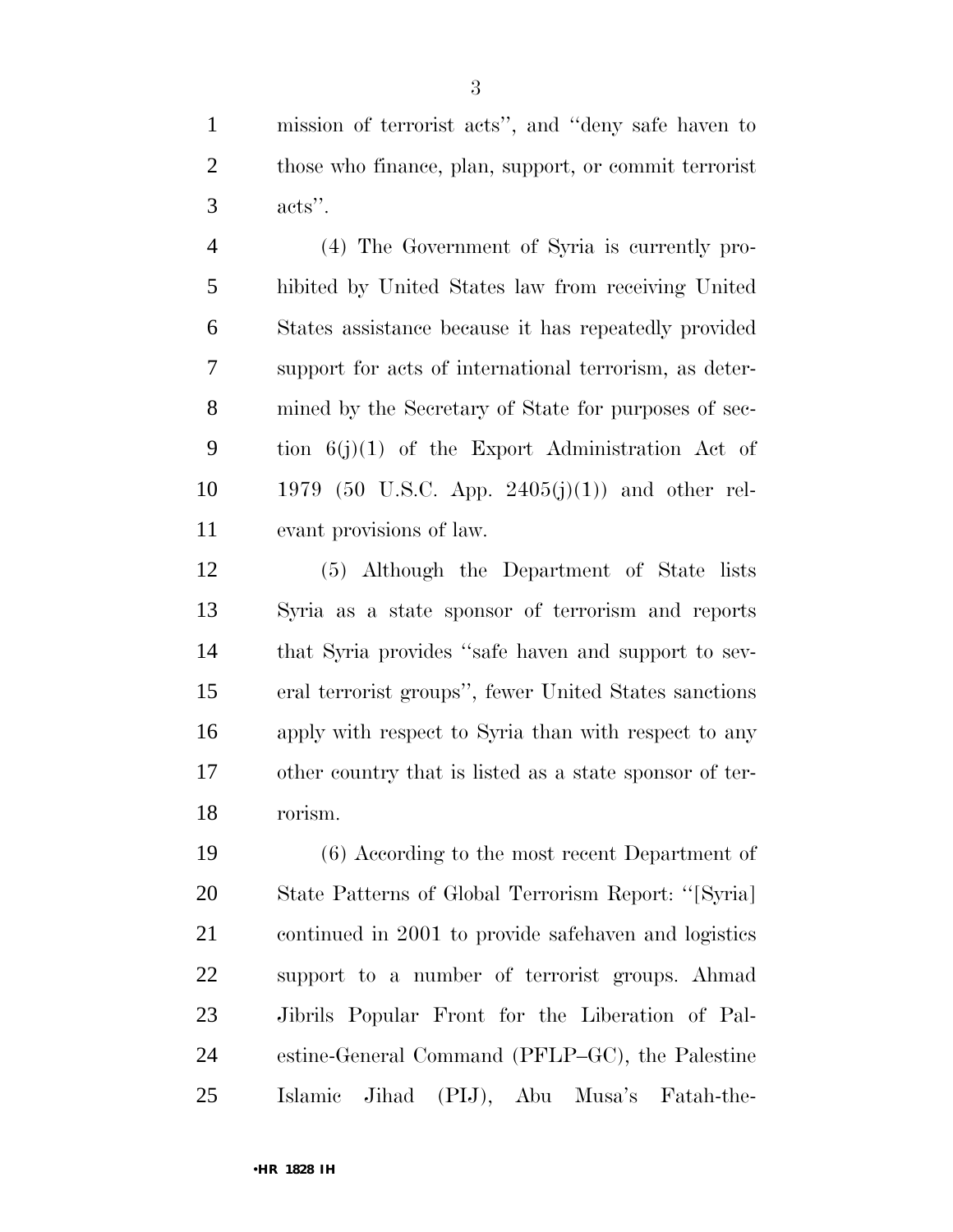mission of terrorist acts'', and ''deny safe haven to those who finance, plan, support, or commit terrorist acts''.

(4) The Government of Syria is currently prohibited by United States law from receiving United States assistance because it has repeatedly provided support for acts of international terrorism, as determined by the Secretary of State for purposes of section 6(j)(1) of the Export Administration Act of 1979 (50 U.S.C. App. 2405(j)(1)) and other relevant provisions of law.

(5) Although the Department of State lists Syria as a state sponsor of terrorism and reports that Syria provides ''safe haven and support to several terrorist groups'', fewer United States sanctions apply with respect to Syria than with respect to any other country that is listed as a state sponsor of terrorism.

(6) According to the most recent Department of State Patterns of Global Terrorism Report: ''[Syria] continued in 2001 to provide safehaven and logistics support to a number of terrorist groups. Ahmad Jibrils Popular Front for the Liberation of Palestine-General Command (PFLP–GC), the Palestine Islamic Jihad (PIJ), Abu Musa's Fatah-the-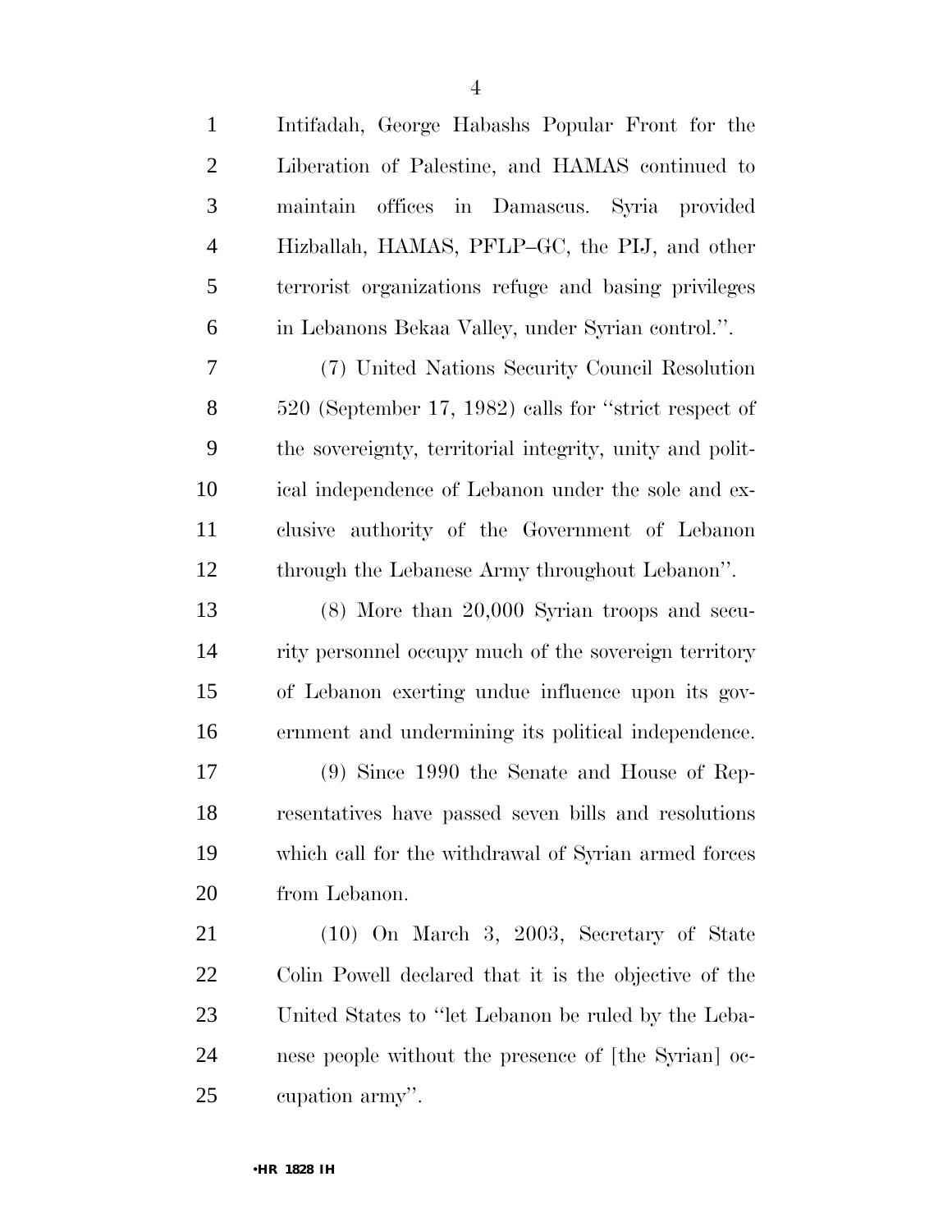Intifadah, George Habashs Popular Front for the Liberation of Palestine, and HAMAS continued to maintain offices in Damascus. Syria provided Hizballah, HAMAS, PFLP–GC, the PIJ, and other terrorist organizations refuge and basing privileges in Lebanons Bekaa Valley, under Syrian control.''.

(7) United Nations Security Council Resolution 520 (September 17, 1982) calls for ''strict respect of the sovereignty, territorial integrity, unity and political independence of Lebanon under the sole and exclusive authority of the Government of Lebanon through the Lebanese Army throughout Lebanon''.

(8) More than 20,000 Syrian troops and security personnel occupy much of the sovereign territory of Lebanon exerting undue influence upon its government and undermining its political independence.

(9) Since 1990 the Senate and House of Representatives have passed seven bills and resolutions which call for the withdrawal of Syrian armed forces from Lebanon.

(10) On March 3, 2003, Secretary of State Colin Powell declared that it is the objective of the United States to ''let Lebanon be ruled by the Lebanese people without the presence of [the Syrian] occupation army''.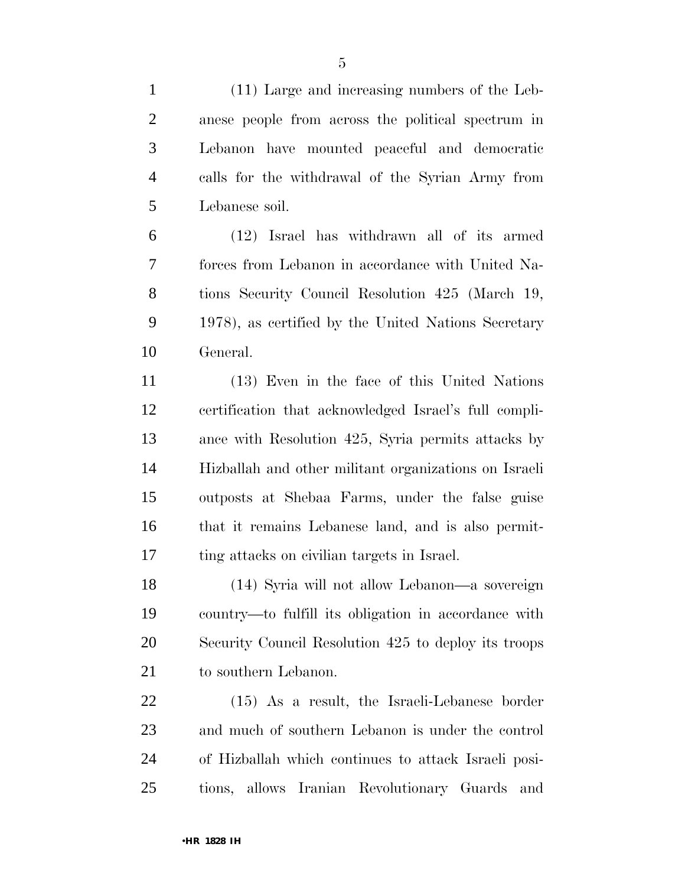(11) Large and increasing numbers of the Lebanese people from across the political spectrum in Lebanon have mounted peaceful and democratic calls for the withdrawal of the Syrian Army from Lebanese soil.

(12) Israel has withdrawn all of its armed forces from Lebanon in accordance with United Nations Security Council Resolution 425 (March 19, 1978), as certified by the United Nations Secretary General.

(13) Even in the face of this United Nations certification that acknowledged Israel's full compliance with Resolution 425, Syria permits attacks by Hizballah and other militant organizations on Israeli outposts at Shebaa Farms, under the false guise that it remains Lebanese land, and is also permitting attacks on civilian targets in Israel.

(14) Syria will not allow Lebanon—a sovereign country—to fulfill its obligation in accordance with Security Council Resolution 425 to deploy its troops to southern Lebanon.

(15) As a result, the Israeli-Lebanese border and much of southern Lebanon is under the control of Hizballah which continues to attack Israeli positions, allows Iranian Revolutionary Guards and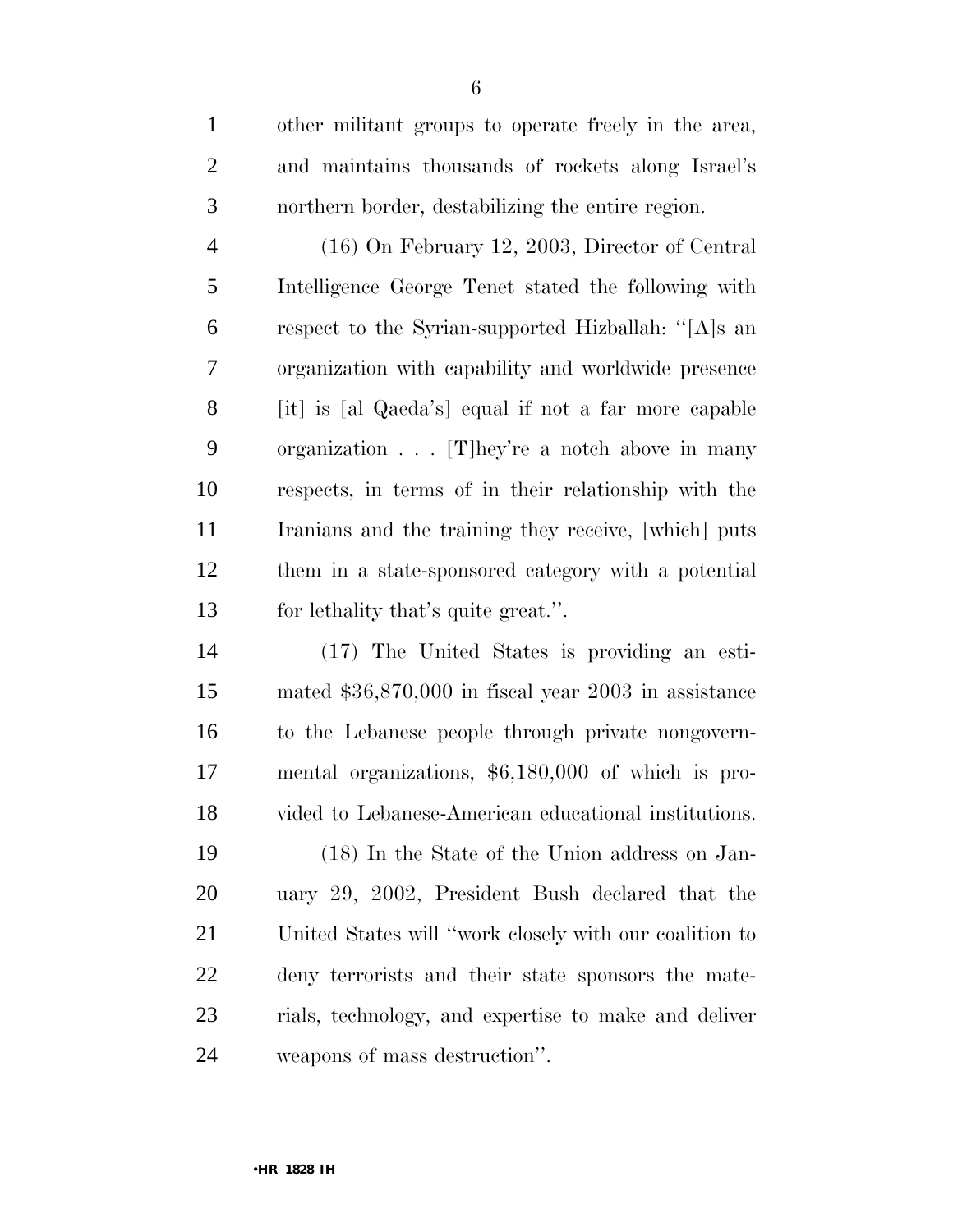other militant groups to operate freely in the area, and maintains thousands of rockets along Israel's northern border, destabilizing the entire region.

(16) On February 12, 2003, Director of Central Intelligence George Tenet stated the following with respect to the Syrian-supported Hizballah: ''[A]s an organization with capability and worldwide presence [it] is [al Qaeda's] equal if not a far more capable organization . . . [T]hey're a notch above in many respects, in terms of in their relationship with the Iranians and the training they receive, [which] puts them in a state-sponsored category with a potential for lethality that's quite great.''.

(17) The United States is providing an estimated $36,870,000 in fiscal year 2003 in assistance to the Lebanese people through private nongovernmental organizations, $6,180,000 of which is provided to Lebanese-American educational institutions.

(18) In the State of the Union address on January 29, 2002, President Bush declared that the United States will ''work closely with our coalition to deny terrorists and their state sponsors the materials, technology, and expertise to make and deliver weapons of mass destruction''.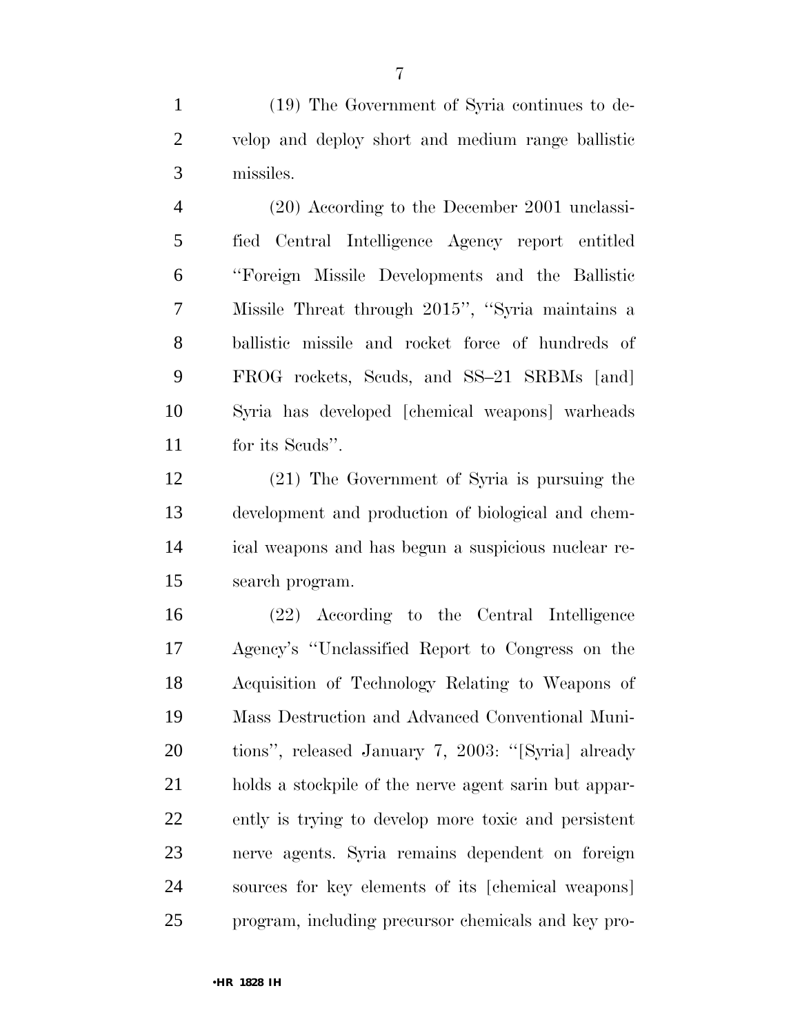(19) The Government of Syria continues to develop and deploy short and medium range ballistic missiles.

(20) According to the December 2001 unclassified Central Intelligence Agency report entitled ''Foreign Missile Developments and the Ballistic Missile Threat through 2015'', ''Syria maintains a ballistic missile and rocket force of hundreds of FROG rockets, Scuds, and SS–21 SRBMs [and] Syria has developed [chemical weapons] warheads for its Scuds''.

(21) The Government of Syria is pursuing the development and production of biological and chemical weapons and has begun a suspicious nuclear research program.

(22) According to the Central Intelligence Agency's ''Unclassified Report to Congress on the Acquisition of Technology Relating to Weapons of Mass Destruction and Advanced Conventional Munitions'', released January 7, 2003: ''[Syria] already holds a stockpile of the nerve agent sarin but apparently is trying to develop more toxic and persistent nerve agents. Syria remains dependent on foreign sources for key elements of its [chemical weapons] program, including precursor chemicals and key pro-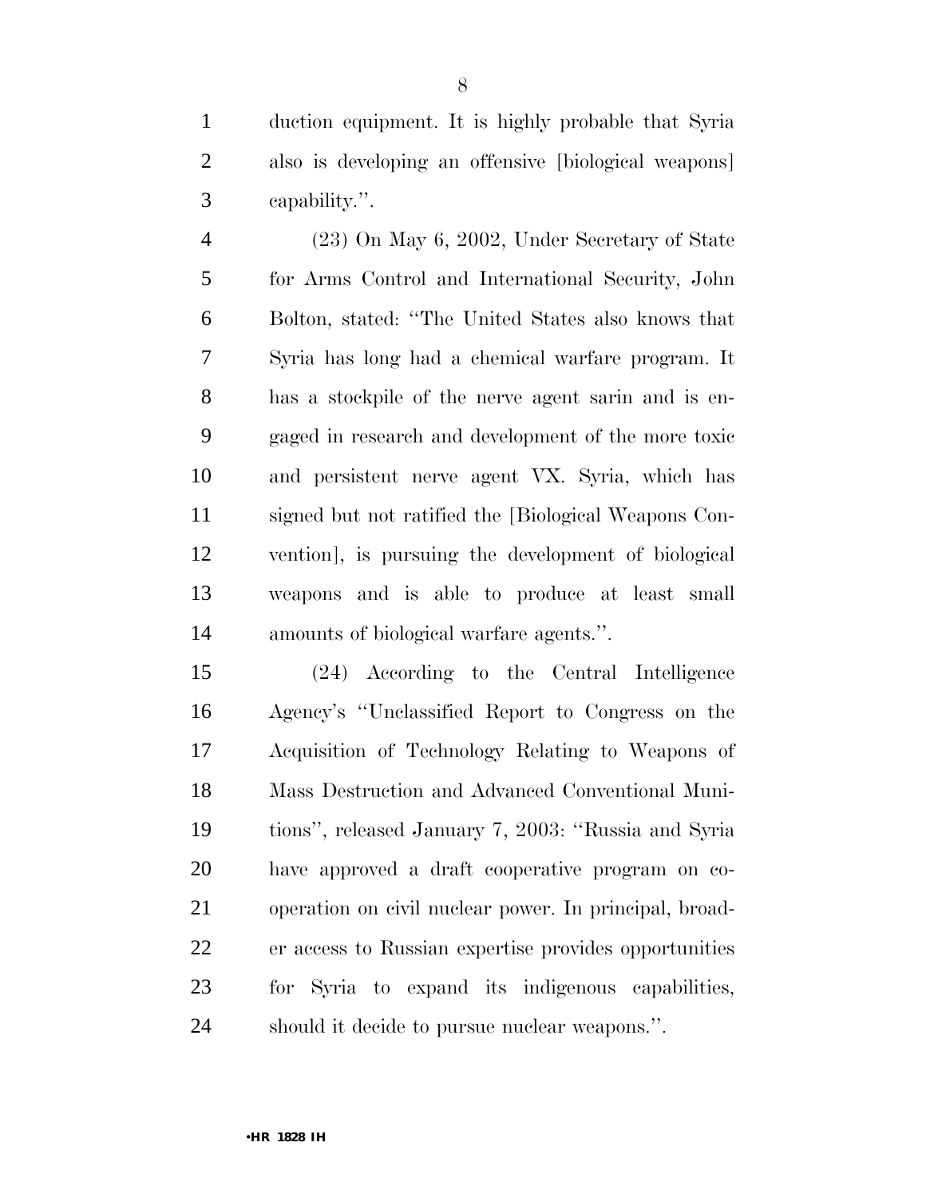duction equipment. It is highly probable that Syria also is developing an offensive [biological weapons] capability.''.

(23) On May 6, 2002, Under Secretary of State for Arms Control and International Security, John Bolton, stated: ''The United States also knows that Syria has long had a chemical warfare program. It has a stockpile of the nerve agent sarin and is engaged in research and development of the more toxic and persistent nerve agent VX. Syria, which has signed but not ratified the [Biological Weapons Convention], is pursuing the development of biological weapons and is able to produce at least small amounts of biological warfare agents.''.

(24) According to the Central Intelligence Agency's ''Unclassified Report to Congress on the Acquisition of Technology Relating to Weapons of Mass Destruction and Advanced Conventional Munitions'', released January 7, 2003: ''Russia and Syria have approved a draft cooperative program on cooperation on civil nuclear power. In principal, broader access to Russian expertise provides opportunities for Syria to expand its indigenous capabilities, should it decide to pursue nuclear weapons.''.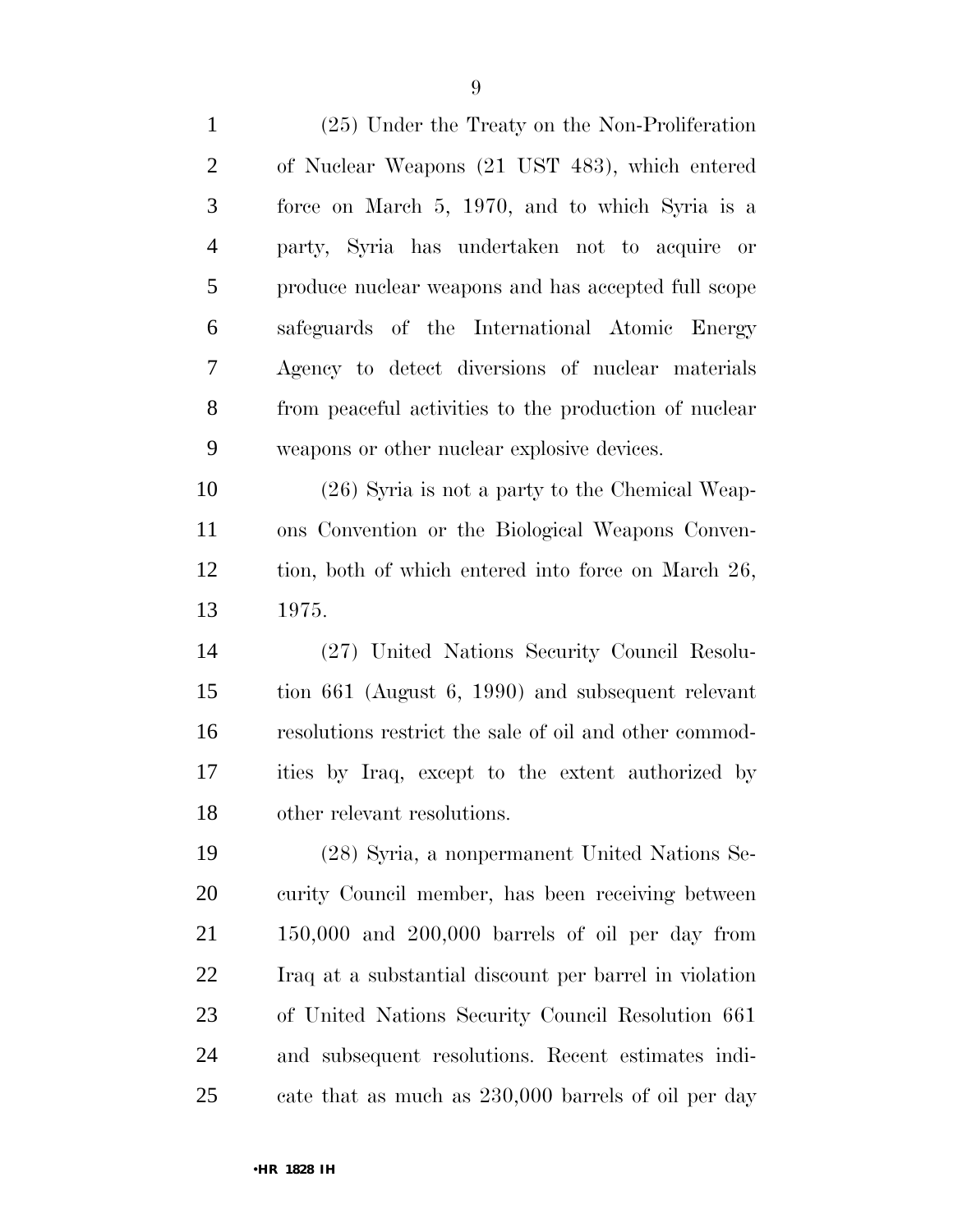(25) Under the Treaty on the Non-Proliferation of Nuclear Weapons (21 UST 483), which entered force on March 5, 1970, and to which Syria is a party, Syria has undertaken not to acquire or produce nuclear weapons and has accepted full scope safeguards of the International Atomic Energy Agency to detect diversions of nuclear materials from peaceful activities to the production of nuclear weapons or other nuclear explosive devices.

(26) Syria is not a party to the Chemical Weapons Convention or the Biological Weapons Convention, both of which entered into force on March 26, 1975.

(27) United Nations Security Council Resolution 661 (August 6, 1990) and subsequent relevant resolutions restrict the sale of oil and other commodities by Iraq, except to the extent authorized by other relevant resolutions.

(28) Syria, a nonpermanent United Nations Security Council member, has been receiving between 150,000 and 200,000 barrels of oil per day from Iraq at a substantial discount per barrel in violation of United Nations Security Council Resolution 661 and subsequent resolutions. Recent estimates indicate that as much as 230,000 barrels of oil per day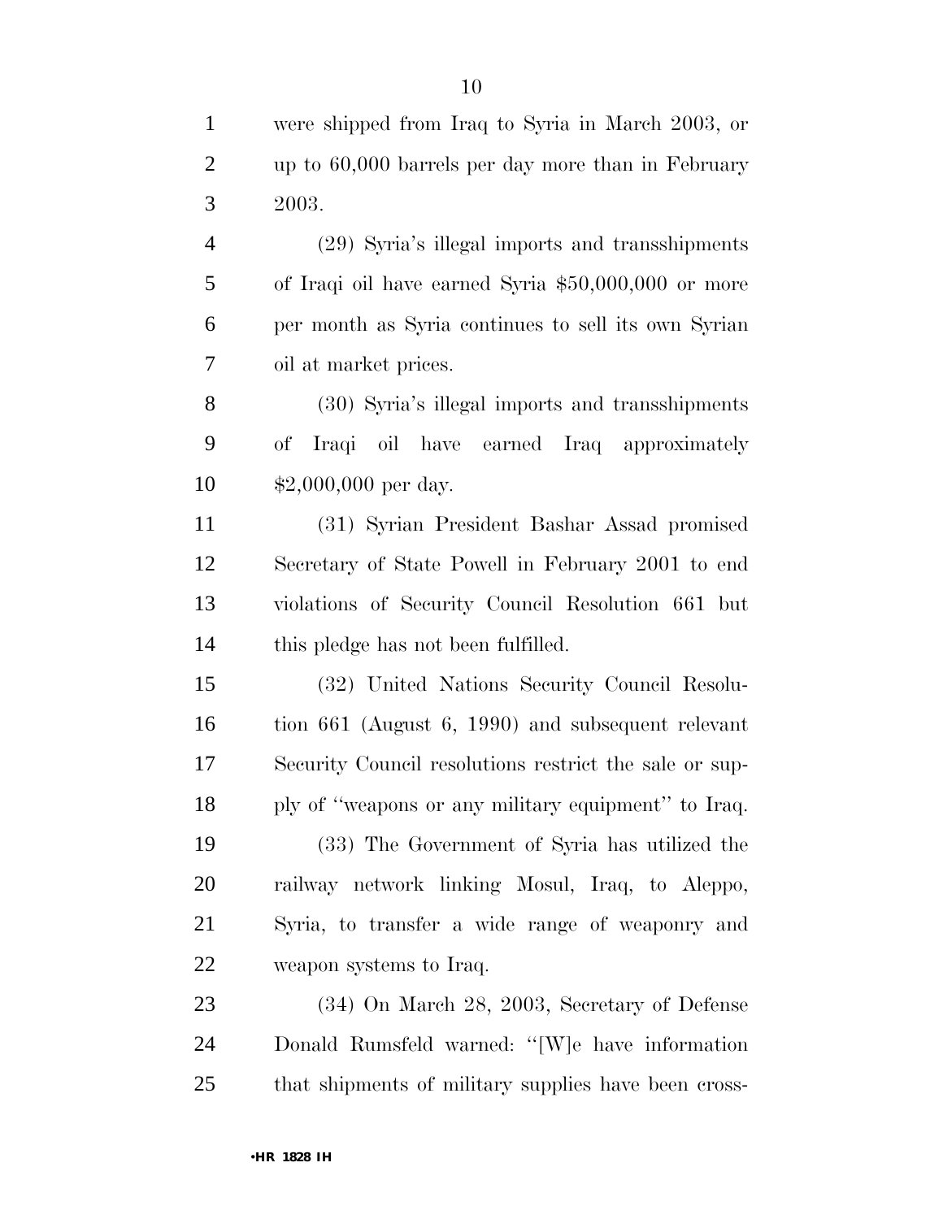were shipped from Iraq to Syria in March 2003, or up to 60,000 barrels per day more than in February 2003.

(29) Syria's illegal imports and transshipments of Iraqi oil have earned Syria $50,000,000 or more per month as Syria continues to sell its own Syrian oil at market prices.

(30) Syria's illegal imports and transshipments of Iraqi oil have earned Iraq approximately $2,000,000 per day.

(31) Syrian President Bashar Assad promised Secretary of State Powell in February 2001 to end violations of Security Council Resolution 661 but this pledge has not been fulfilled.

(32) United Nations Security Council Resolution 661 (August 6, 1990) and subsequent relevant Security Council resolutions restrict the sale or supply of "weapons or any military equipment" to Iraq.

(33) The Government of Syria has utilized the railway network linking Mosul, Iraq, to Aleppo, Syria, to transfer a wide range of weaponry and weapon systems to Iraq.

(34) On March 28, 2003, Secretary of Defense Donald Rumsfeld warned: "[W]e have information that shipments of military supplies have been cross-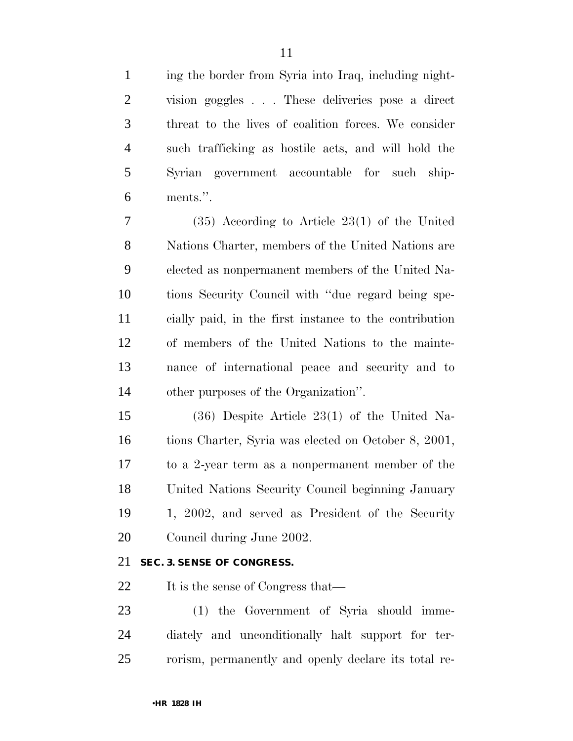ing the border from Syria into Iraq, including night-vision goggles . . . These deliveries pose a direct threat to the lives of coalition forces. We consider such trafficking as hostile acts, and will hold the Syrian government accountable for such shipments.''.

(35) According to Article 23(1) of the United Nations Charter, members of the United Nations are elected as nonpermanent members of the United Nations Security Council with ''due regard being specially paid, in the first instance to the contribution of members of the United Nations to the maintenance of international peace and security and to other purposes of the Organization''.

(36) Despite Article 23(1) of the United Nations Charter, Syria was elected on October 8, 2001, to a 2-year term as a nonpermanent member of the United Nations Security Council beginning January 1, 2002, and served as President of the Security Council during June 2002.

## SEC. 3. SENSE OF CONGRESS.

It is the sense of Congress that—

(1) the Government of Syria should immediately and unconditionally halt support for terrorism, permanently and openly declare its total re-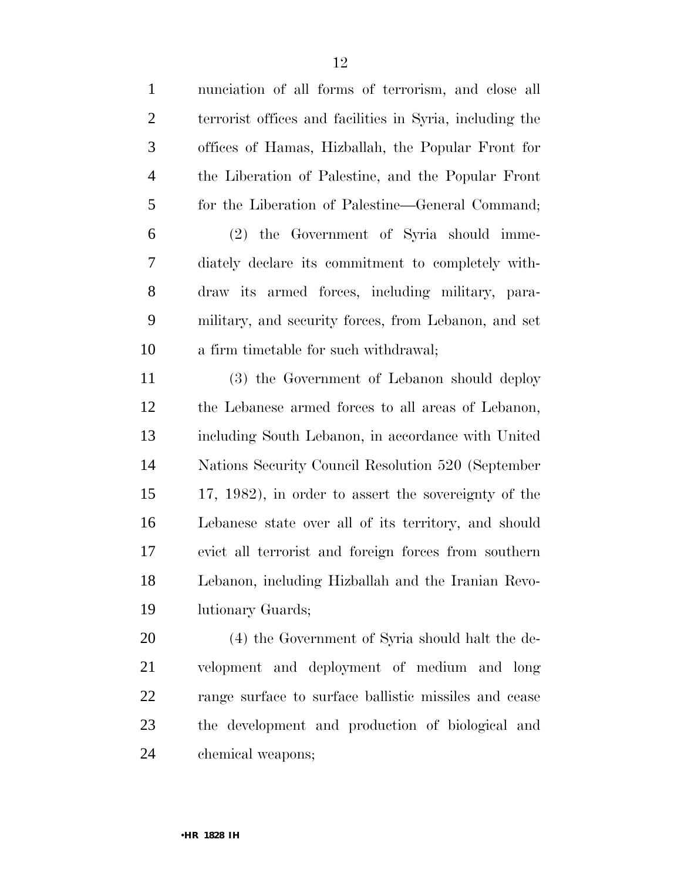nunciation of all forms of terrorism, and close all terrorist offices and facilities in Syria, including the offices of Hamas, Hizballah, the Popular Front for the Liberation of Palestine, and the Popular Front for the Liberation of Palestine—General Command;

(2) the Government of Syria should immediately declare its commitment to completely withdraw its armed forces, including military, paramilitary, and security forces, from Lebanon, and set a firm timetable for such withdrawal;

(3) the Government of Lebanon should deploy the Lebanese armed forces to all areas of Lebanon, including South Lebanon, in accordance with United Nations Security Council Resolution 520 (September 17, 1982), in order to assert the sovereignty of the Lebanese state over all of its territory, and should evict all terrorist and foreign forces from southern Lebanon, including Hizballah and the Iranian Revolutionary Guards;

(4) the Government of Syria should halt the development and deployment of medium and long range surface to surface ballistic missiles and cease the development and production of biological and chemical weapons;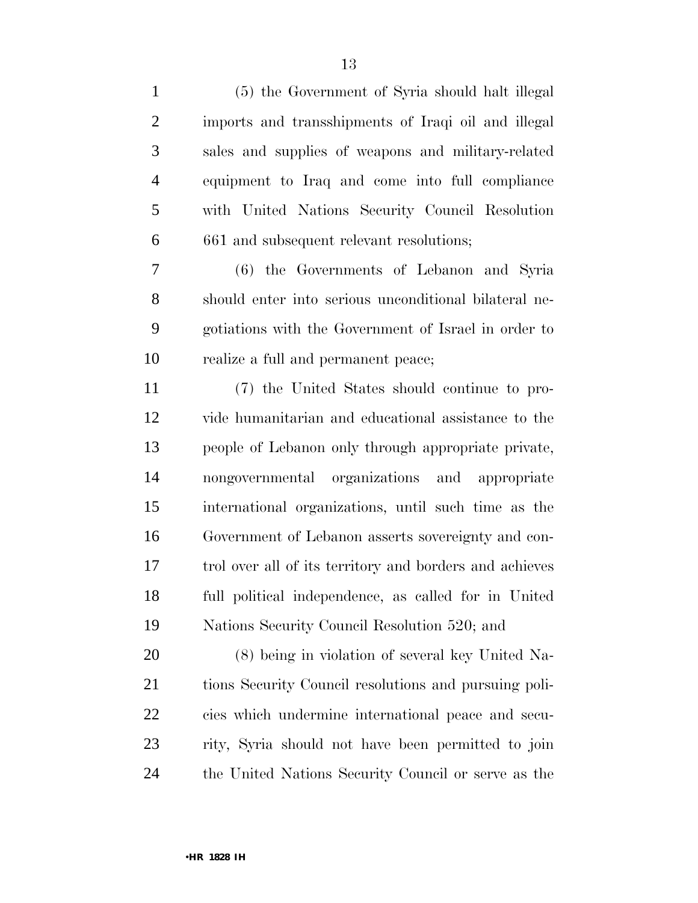(5) the Government of Syria should halt illegal imports and transshipments of Iraqi oil and illegal sales and supplies of weapons and military-related equipment to Iraq and come into full compliance with United Nations Security Council Resolution 661 and subsequent relevant resolutions;

(6) the Governments of Lebanon and Syria should enter into serious unconditional bilateral negotiations with the Government of Israel in order to realize a full and permanent peace;

(7) the United States should continue to provide humanitarian and educational assistance to the people of Lebanon only through appropriate private, nongovernmental organizations and appropriate international organizations, until such time as the Government of Lebanon asserts sovereignty and control over all of its territory and borders and achieves full political independence, as called for in United Nations Security Council Resolution 520; and

(8) being in violation of several key United Nations Security Council resolutions and pursuing policies which undermine international peace and security, Syria should not have been permitted to join the United Nations Security Council or serve as the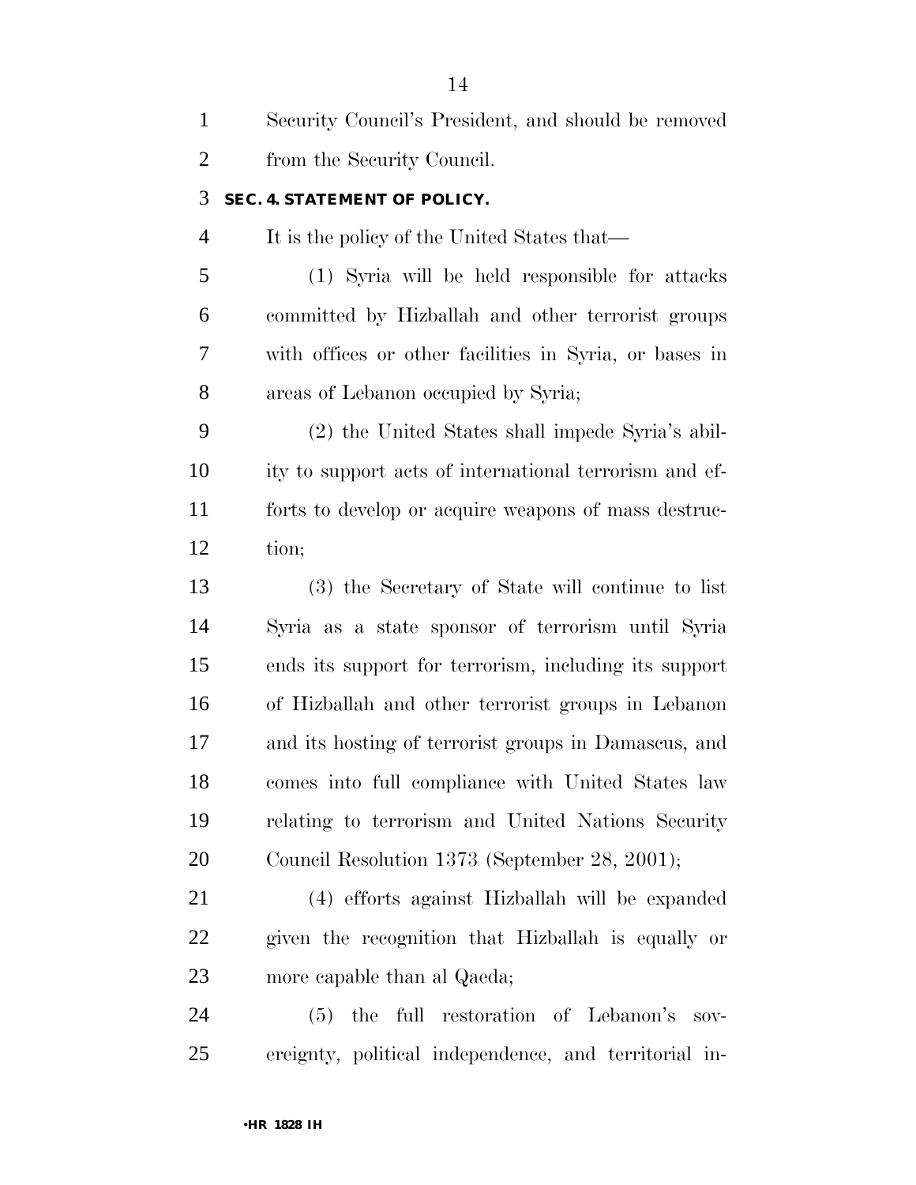Security Council's President, and should be removed from the Security Council.

### SEC. 4. STATEMENT OF POLICY.

It is the policy of the United States that—

(1) Syria will be held responsible for attacks committed by Hizballah and other terrorist groups with offices or other facilities in Syria, or bases in areas of Lebanon occupied by Syria;

(2) the United States shall impede Syria's ability to support acts of international terrorism and efforts to develop or acquire weapons of mass destruction;

(3) the Secretary of State will continue to list Syria as a state sponsor of terrorism until Syria ends its support for terrorism, including its support of Hizballah and other terrorist groups in Lebanon and its hosting of terrorist groups in Damascus, and comes into full compliance with United States law relating to terrorism and United Nations Security Council Resolution 1373 (September 28, 2001);

(4) efforts against Hizballah will be expanded given the recognition that Hizballah is equally or more capable than al Qaeda;

(5) the full restoration of Lebanon's sovereignty, political independence, and territorial in-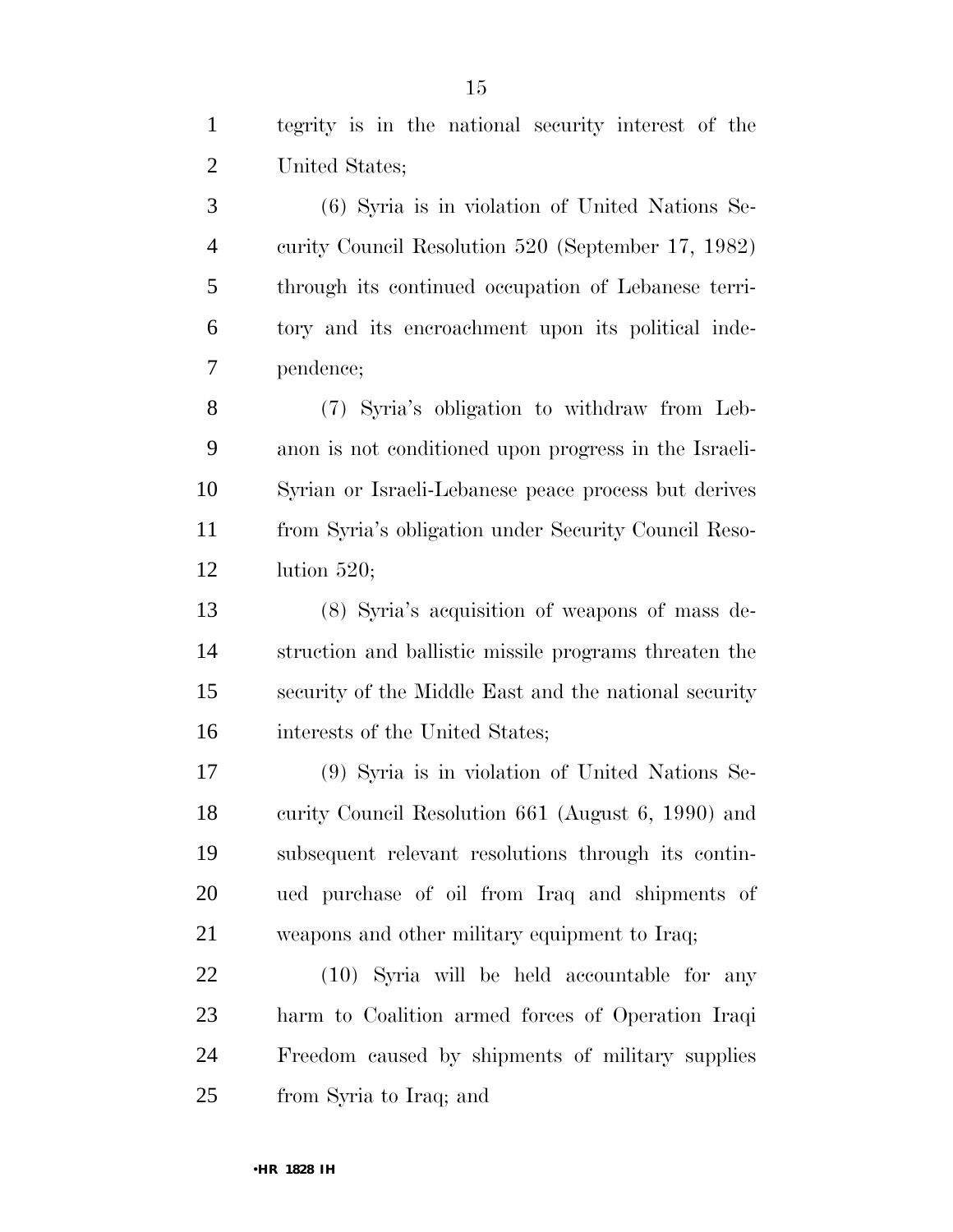tegrity is in the national security interest of the United States;

(6) Syria is in violation of United Nations Security Council Resolution 520 (September 17, 1982) through its continued occupation of Lebanese territory and its encroachment upon its political independence;

(7) Syria's obligation to withdraw from Lebanon is not conditioned upon progress in the Israeli-Syrian or Israeli-Lebanese peace process but derives from Syria's obligation under Security Council Resolution 520;

(8) Syria's acquisition of weapons of mass destruction and ballistic missile programs threaten the security of the Middle East and the national security interests of the United States;

(9) Syria is in violation of United Nations Security Council Resolution 661 (August 6, 1990) and subsequent relevant resolutions through its continued purchase of oil from Iraq and shipments of weapons and other military equipment to Iraq;

(10) Syria will be held accountable for any harm to Coalition armed forces of Operation Iraqi Freedom caused by shipments of military supplies from Syria to Iraq; and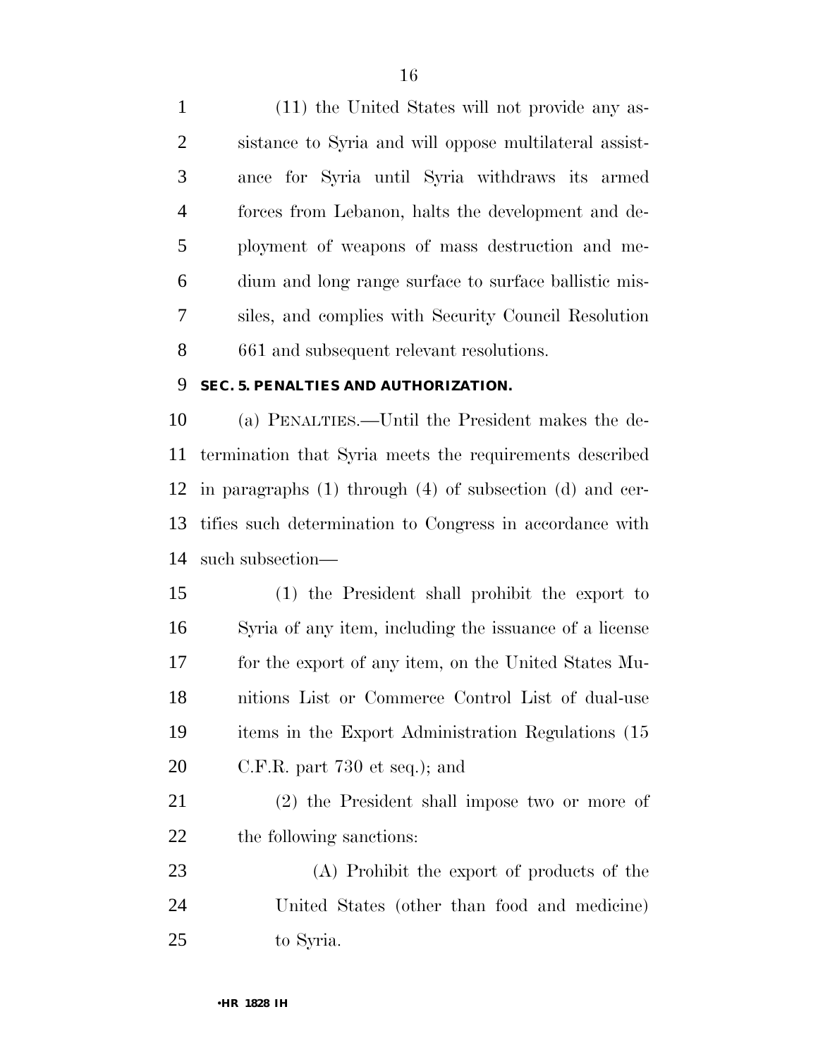(11) the United States will not provide any assistance to Syria and will oppose multilateral assistance for Syria until Syria withdraws its armed forces from Lebanon, halts the development and deployment of weapons of mass destruction and medium and long range surface to surface ballistic missiles, and complies with Security Council Resolution 661 and subsequent relevant resolutions.

**SEC. 5. PENALTIES AND AUTHORIZATION.**

(a) PENALTIES.—Until the President makes the determination that Syria meets the requirements described in paragraphs (1) through (4) of subsection (d) and certifies such determination to Congress in accordance with such subsection—

(1) the President shall prohibit the export to Syria of any item, including the issuance of a license for the export of any item, on the United States Munitions List or Commerce Control List of dual-use items in the Export Administration Regulations (15 C.F.R. part 730 et seq.); and

(2) the President shall impose two or more of the following sanctions:

(A) Prohibit the export of products of the United States (other than food and medicine) to Syria.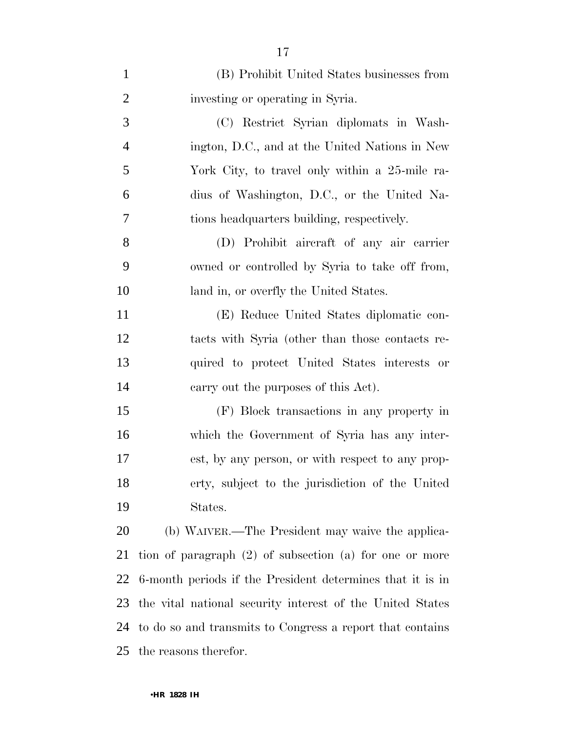(B) Prohibit United States businesses from investing or operating in Syria.

(C) Restrict Syrian diplomats in Washington, D.C., and at the United Nations in New York City, to travel only within a 25-mile radius of Washington, D.C., or the United Nations headquarters building, respectively.

(D) Prohibit aircraft of any air carrier owned or controlled by Syria to take off from, land in, or overfly the United States.

(E) Reduce United States diplomatic contacts with Syria (other than those contacts required to protect United States interests or carry out the purposes of this Act).

(F) Block transactions in any property in which the Government of Syria has any interest, by any person, or with respect to any property, subject to the jurisdiction of the United States.

(b) WAIVER.—The President may waive the application of paragraph (2) of subsection (a) for one or more 6-month periods if the President determines that it is in the vital national security interest of the United States to do so and transmits to Congress a report that contains the reasons therefor.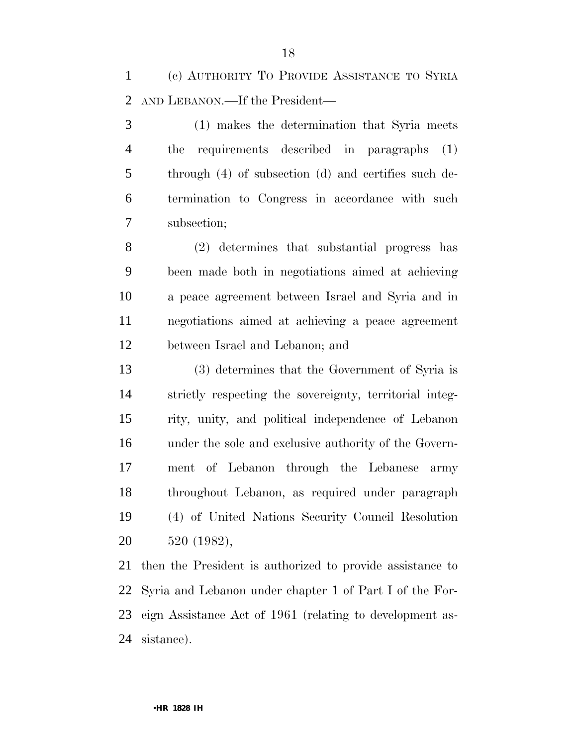(c) AUTHORITY TO PROVIDE ASSISTANCE TO SYRIA AND LEBANON.—If the President—

(1) makes the determination that Syria meets the requirements described in paragraphs (1) through (4) of subsection (d) and certifies such determination to Congress in accordance with such subsection;

(2) determines that substantial progress has been made both in negotiations aimed at achieving a peace agreement between Israel and Syria and in negotiations aimed at achieving a peace agreement between Israel and Lebanon; and

(3) determines that the Government of Syria is strictly respecting the sovereignty, territorial integrity, unity, and political independence of Lebanon under the sole and exclusive authority of the Government of Lebanon through the Lebanese army throughout Lebanon, as required under paragraph (4) of United Nations Security Council Resolution 520 (1982),

then the President is authorized to provide assistance to Syria and Lebanon under chapter 1 of Part I of the Foreign Assistance Act of 1961 (relating to development assistance).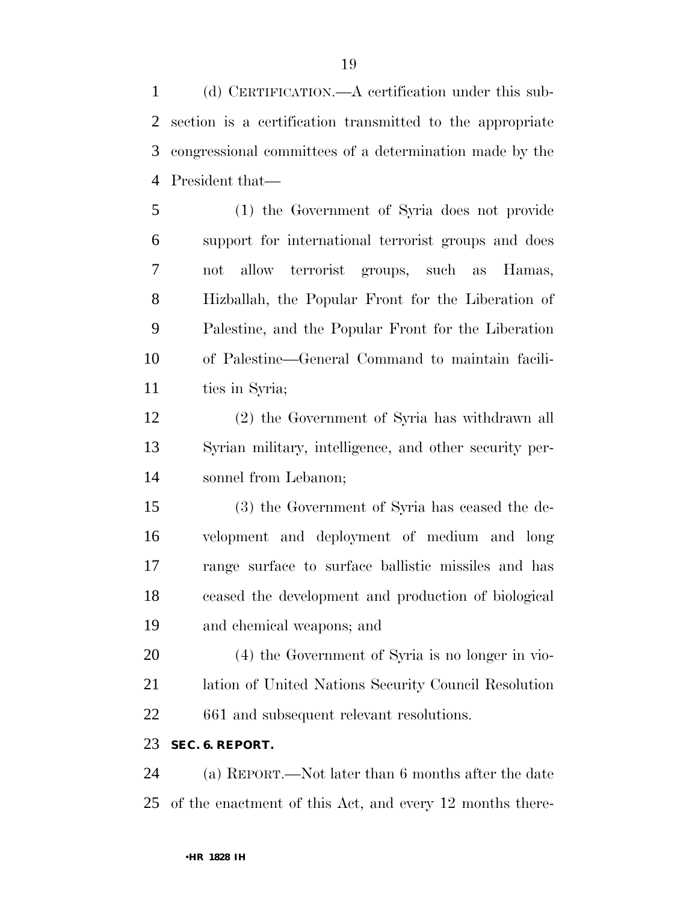(d) CERTIFICATION.—A certification under this subsection is a certification transmitted to the appropriate congressional committees of a determination made by the President that—

(1) the Government of Syria does not provide support for international terrorist groups and does not allow terrorist groups, such as Hamas, Hizballah, the Popular Front for the Liberation of Palestine, and the Popular Front for the Liberation of Palestine—General Command to maintain facilities in Syria;

(2) the Government of Syria has withdrawn all Syrian military, intelligence, and other security personnel from Lebanon;

(3) the Government of Syria has ceased the development and deployment of medium and long range surface to surface ballistic missiles and has ceased the development and production of biological and chemical weapons; and

(4) the Government of Syria is no longer in violation of United Nations Security Council Resolution 661 and subsequent relevant resolutions.

**SEC. 6. REPORT.**

(a) REPORT.—Not later than 6 months after the date of the enactment of this Act, and every 12 months there-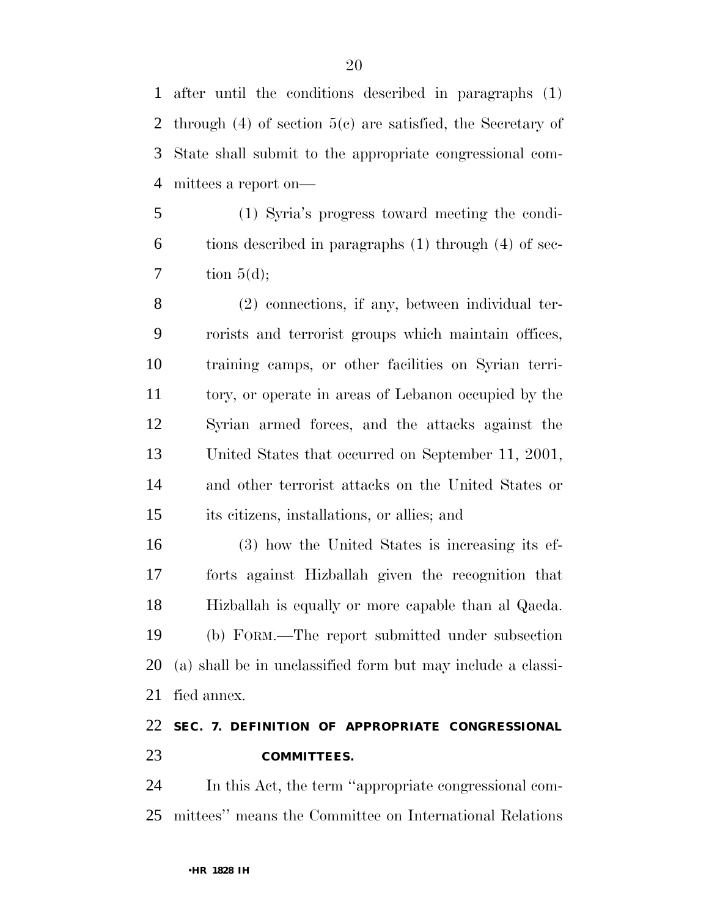after until the conditions described in paragraphs (1) through (4) of section 5(c) are satisfied, the Secretary of State shall submit to the appropriate congressional committees a report on—

(1) Syria's progress toward meeting the conditions described in paragraphs (1) through (4) of section 5(d);

(2) connections, if any, between individual terrorists and terrorist groups which maintain offices, training camps, or other facilities on Syrian territory, or operate in areas of Lebanon occupied by the Syrian armed forces, and the attacks against the United States that occurred on September 11, 2001, and other terrorist attacks on the United States or its citizens, installations, or allies; and

(3) how the United States is increasing its efforts against Hizballah given the recognition that Hizballah is equally or more capable than al Qaeda.

(b) FORM.—The report submitted under subsection (a) shall be in unclassified form but may include a classified annex.

**SEC. 7. DEFINITION OF APPROPRIATE CONGRESSIONAL COMMITTEES.**

In this Act, the term ''appropriate congressional committees'' means the Committee on International Relations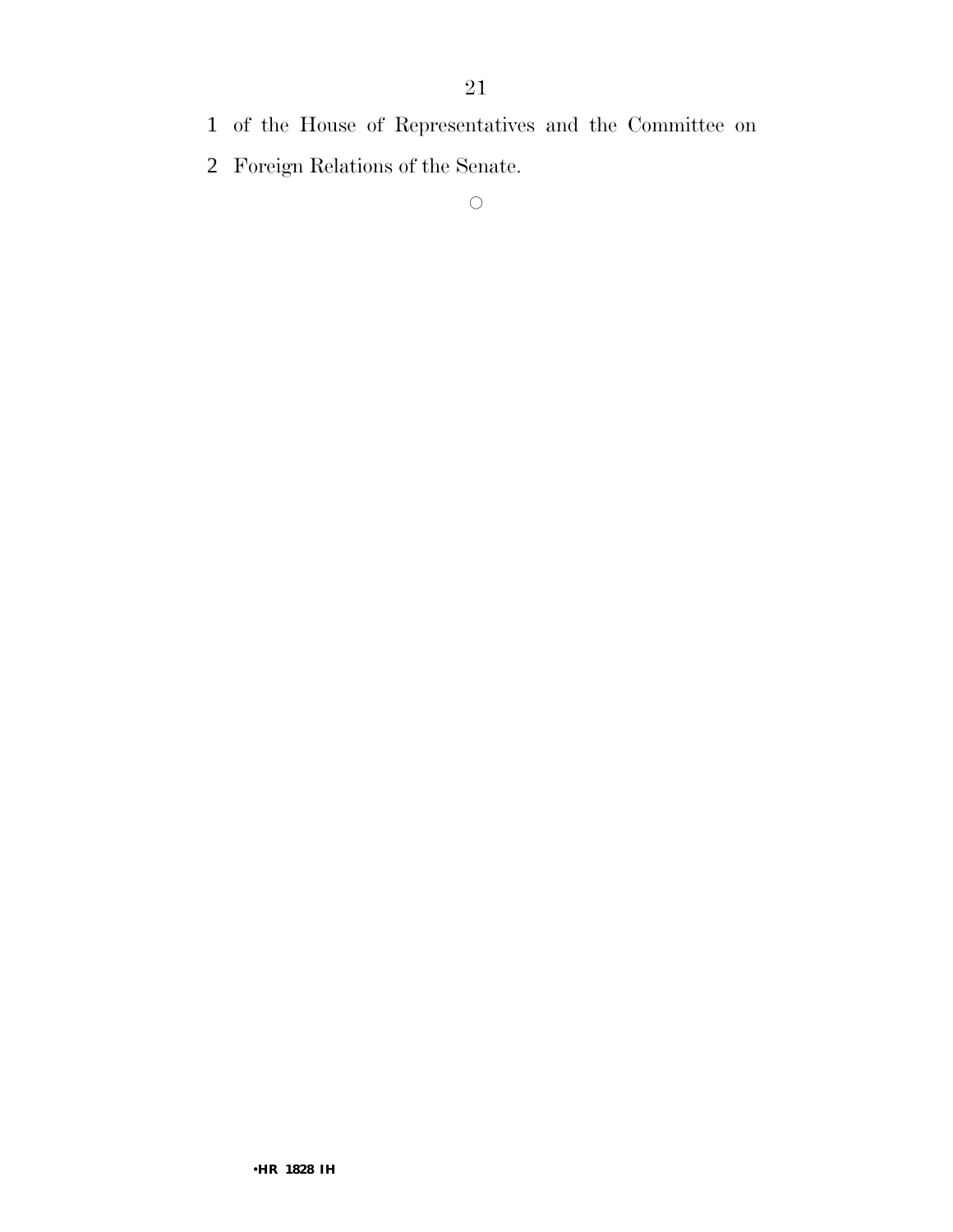of the House of Representatives and the Committee on Foreign Relations of the Senate.

○